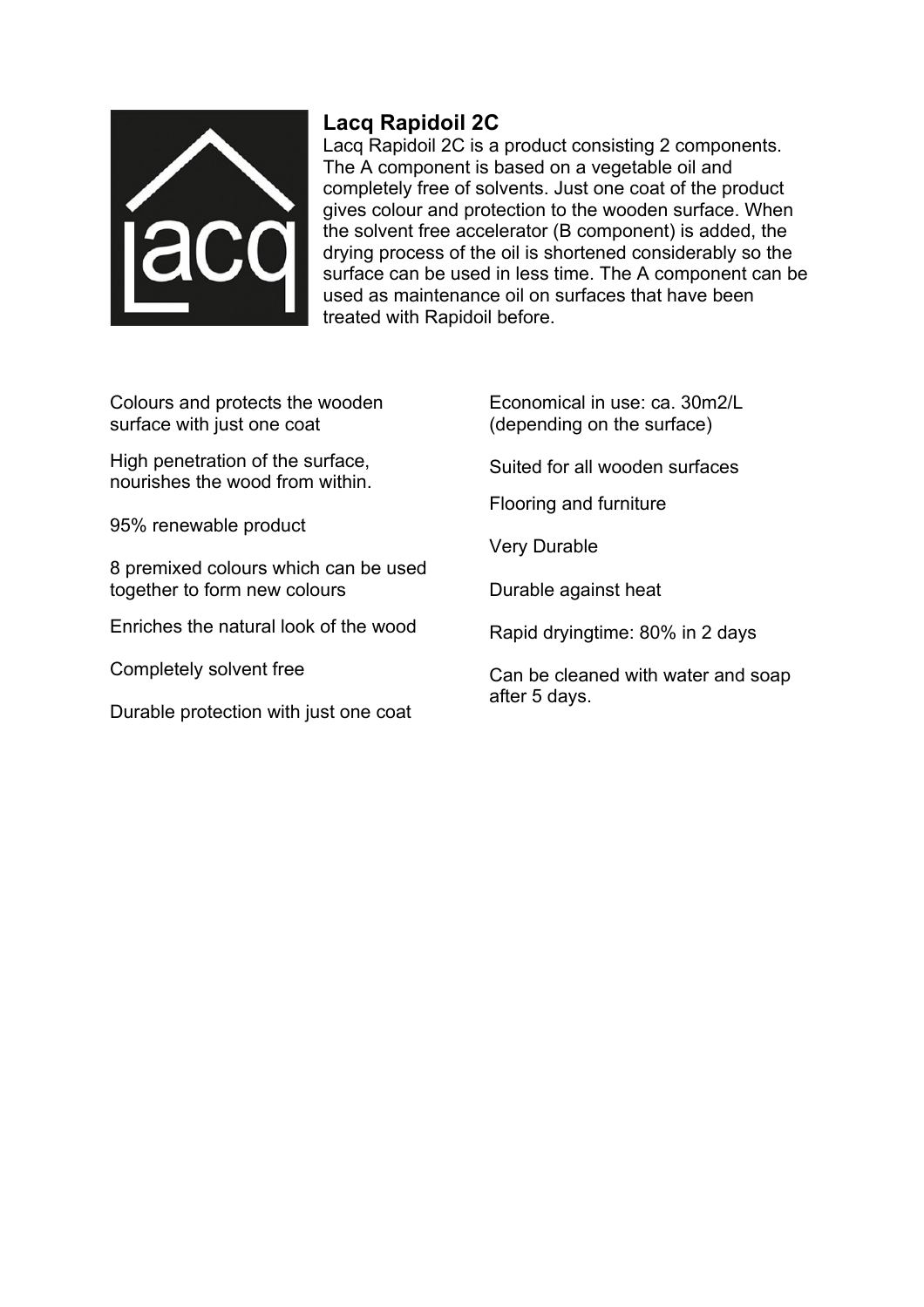## Lacq Rapidoil 2C

Lacq Rapidoil 2C is a product consisting 2 components. The A component is based on a vegetable oil and completely free of solvents. Just one coat of the product gives colour and protection to the wooden surface. When the solvent free accelerator (B component) is added, the drying process of the oil is shortened considerably so the surface can be used in less time. The A component can be used as maintenance oil on surfaces that have been treated with Rapidoil before.

Colours and protects the wooden surface with just one coat

High penetration of the surface, nourishes the wood from within.

95% renewable product

8 premixed colours which can be used together to form new colours

Enriches the natural look of the wood

Completely solvent free

Durable protection with just one coat

Economical in use: ca. 30m2/L (depending on the surface)

Suited for all wooden surfaces

Flooring and furniture

Very Durable

Durable against heat

Rapid dryingtime: 80% in 2 days

Can be cleaned with water and soap after 5 days.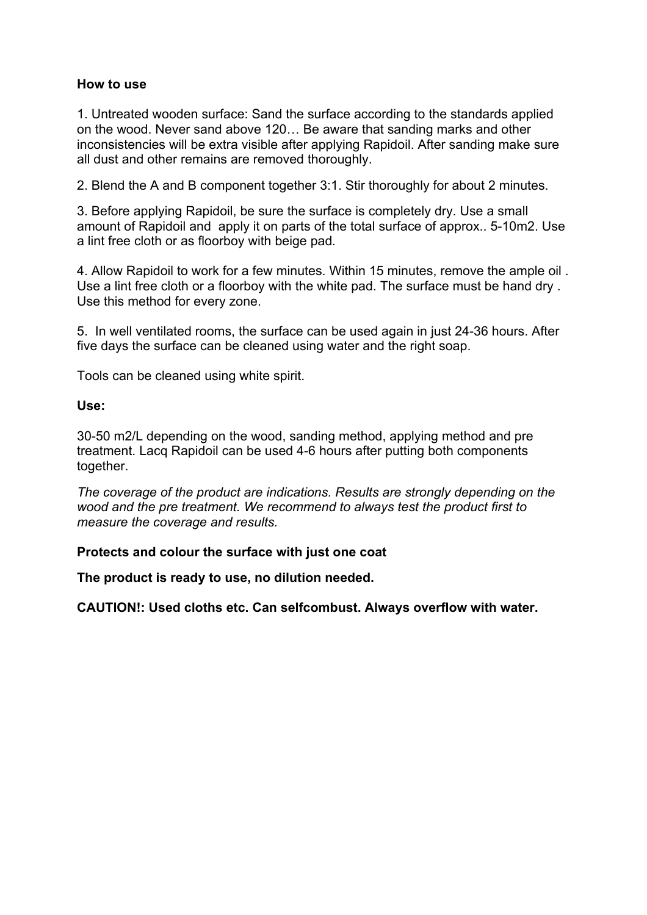**How to use**

1. Untreated wooden surface: Sand the surface according to the standards applied on the wood. Never sand above 120… Be aware that sanding marks and other inconsistencies will be extra visible after applying Rapidoil. After sanding make sure all dust and other remains are removed thoroughly.

2. Blend the A and B component together 3:1. Stir thoroughly for about 2 minutes.

3. Before applying Rapidoil, be sure the surface is completely dry. Use a small amount of Rapidoil and apply it on parts of the total surface of approx.. 5-10m2. Use a lint free cloth or as floorboy with beige pad.

4. Allow Rapidoil to work for a few minutes. Within 15 minutes, remove the ample oil . Use a lint free cloth or a floorboy with the white pad. The surface must be hand dry . Use this method for every zone.

5. In well ventilated rooms, the surface can be used again in just 24-36 hours. After five days the surface can be cleaned using water and the right soap.

Tools can be cleaned using white spirit.

**Use:**

30-50 m2/L depending on the wood, sanding method, applying method and pre treatment. Lacq Rapidoil can be used 4-6 hours after putting both components together.

*The coverage of the product are indications. Results are strongly depending on the wood and the pre treatment. We recommend to always test the product first to measure the coverage and results.*

**Protects and colour the surface with just one coat**

**The product is ready to use, no dilution needed.**

**CAUTION!: Used cloths etc. Can selfcombust. Always overflow with water.**